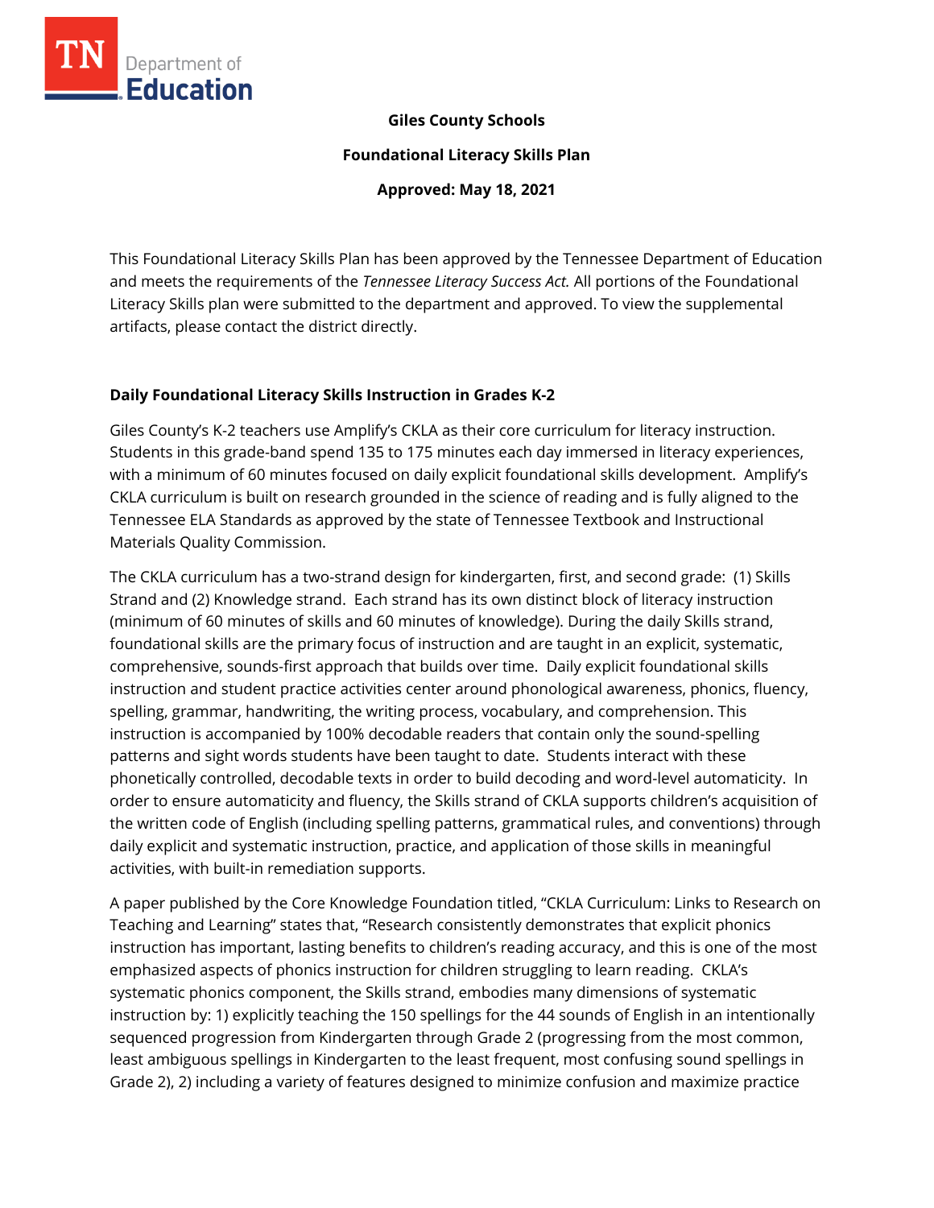**Giles County Schools**

**Foundational Literacy Skills Plan**

**Approved: May 18, 2021**

This Foundational Literacy Skills Plan has been approved by the Tennessee Department of Education and meets the requirements of the *Tennessee Literacy Success Act.* All portions of the Foundational Literacy Skills plan were submitted to the department and approved. To view the supplemental artifacts, please contact the district directly.

## Daily Foundational Literacy Skills Instruction in Grades K-2

Giles County's K-2 teachers use Amplify's CKLA as their core curriculum for literacy instruction. Students in this grade-band spend 135 to 175 minutes each day immersed in literacy experiences, with a minimum of 60 minutes focused on daily explicit foundational skills development. Amplify's CKLA curriculum is built on research grounded in the science of reading and is fully aligned to the Tennessee ELA Standards as approved by the state of Tennessee Textbook and Instructional Materials Quality Commission.

The CKLA curriculum has a two-strand design for kindergarten, first, and second grade: (1) Skills Strand and (2) Knowledge strand. Each strand has its own distinct block of literacy instruction (minimum of 60 minutes of skills and 60 minutes of knowledge). During the daily Skills strand, foundational skills are the primary focus of instruction and are taught in an explicit, systematic, comprehensive, sounds-first approach that builds over time. Daily explicit foundational skills instruction and student practice activities center around phonological awareness, phonics, fluency, spelling, grammar, handwriting, the writing process, vocabulary, and comprehension. This instruction is accompanied by 100% decodable readers that contain only the sound-spelling patterns and sight words students have been taught to date. Students interact with these phonetically controlled, decodable texts in order to build decoding and word-level automaticity. In order to ensure automaticity and fluency, the Skills strand of CKLA supports children's acquisition of the written code of English (including spelling patterns, grammatical rules, and conventions) through daily explicit and systematic instruction, practice, and application of those skills in meaningful activities, with built-in remediation supports.

A paper published by the Core Knowledge Foundation titled, "CKLA Curriculum: Links to Research on Teaching and Learning" states that, "Research consistently demonstrates that explicit phonics instruction has important, lasting benefits to children's reading accuracy, and this is one of the most emphasized aspects of phonics instruction for children struggling to learn reading. CKLA's systematic phonics component, the Skills strand, embodies many dimensions of systematic instruction by: 1) explicitly teaching the 150 spellings for the 44 sounds of English in an intentionally sequenced progression from Kindergarten through Grade 2 (progressing from the most common, least ambiguous spellings in Kindergarten to the least frequent, most confusing sound spellings in Grade 2), 2) including a variety of features designed to minimize confusion and maximize practice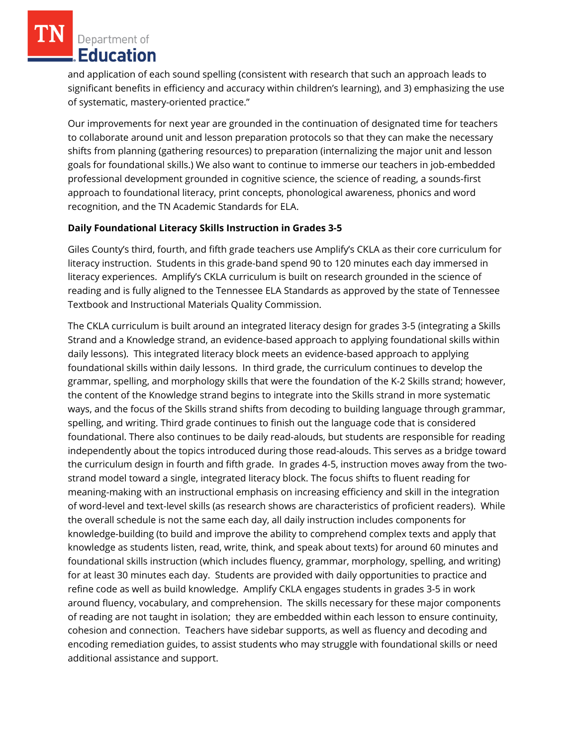and application of each sound spelling (consistent with research that such an approach leads to significant benefits in efficiency and accuracy within children's learning), and 3) emphasizing the use of systematic, mastery-oriented practice."

Our improvements for next year are grounded in the continuation of designated time for teachers to collaborate around unit and lesson preparation protocols so that they can make the necessary shifts from planning (gathering resources) to preparation (internalizing the major unit and lesson goals for foundational skills.) We also want to continue to immerse our teachers in job-embedded professional development grounded in cognitive science, the science of reading, a sounds-first approach to foundational literacy, print concepts, phonological awareness, phonics and word recognition, and the TN Academic Standards for ELA.

**Daily Foundational Literacy Skills Instruction in Grades 3-5**

Giles County's third, fourth, and fifth grade teachers use Amplify's CKLA as their core curriculum for literacy instruction. Students in this grade-band spend 90 to 120 minutes each day immersed in literacy experiences. Amplify's CKLA curriculum is built on research grounded in the science of reading and is fully aligned to the Tennessee ELA Standards as approved by the state of Tennessee Textbook and Instructional Materials Quality Commission.

The CKLA curriculum is built around an integrated literacy design for grades 3-5 (integrating a Skills Strand and a Knowledge strand, an evidence-based approach to applying foundational skills within daily lessons). This integrated literacy block meets an evidence-based approach to applying foundational skills within daily lessons. In third grade, the curriculum continues to develop the grammar, spelling, and morphology skills that were the foundation of the K-2 Skills strand; however, the content of the Knowledge strand begins to integrate into the Skills strand in more systematic ways, and the focus of the Skills strand shifts from decoding to building language through grammar, spelling, and writing. Third grade continues to finish out the language code that is considered foundational. There also continues to be daily read-alouds, but students are responsible for reading independently about the topics introduced during those read-alouds. This serves as a bridge toward the curriculum design in fourth and fifth grade. In grades 4-5, instruction moves away from the two-strand model toward a single, integrated literacy block. The focus shifts to fluent reading for meaning-making with an instructional emphasis on increasing efficiency and skill in the integration of word-level and text-level skills (as research shows are characteristics of proficient readers). While the overall schedule is not the same each day, all daily instruction includes components for knowledge-building (to build and improve the ability to comprehend complex texts and apply that knowledge as students listen, read, write, think, and speak about texts) for around 60 minutes and foundational skills instruction (which includes fluency, grammar, morphology, spelling, and writing) for at least 30 minutes each day. Students are provided with daily opportunities to practice and refine code as well as build knowledge. Amplify CKLA engages students in grades 3-5 in work around fluency, vocabulary, and comprehension. The skills necessary for these major components of reading are not taught in isolation; they are embedded within each lesson to ensure continuity, cohesion and connection. Teachers have sidebar supports, as well as fluency and decoding and encoding remediation guides, to assist students who may struggle with foundational skills or need additional assistance and support.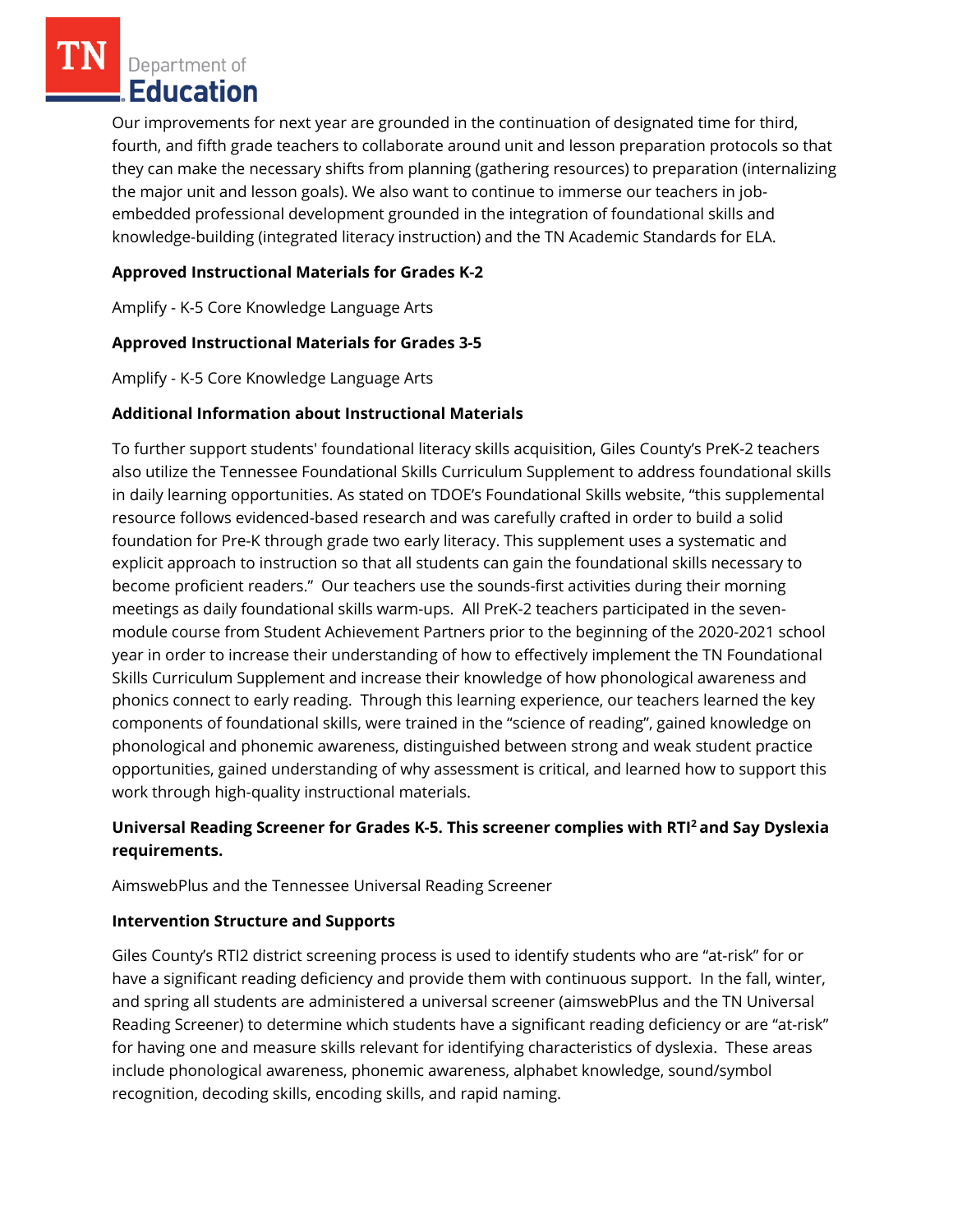Our improvements for next year are grounded in the continuation of designated time for third, fourth, and fifth grade teachers to collaborate around unit and lesson preparation protocols so that they can make the necessary shifts from planning (gathering resources) to preparation (internalizing the major unit and lesson goals). We also want to continue to immerse our teachers in job-embedded professional development grounded in the integration of foundational skills and knowledge-building (integrated literacy instruction) and the TN Academic Standards for ELA.

**Approved Instructional Materials for Grades K-2**

Amplify - K-5 Core Knowledge Language Arts

**Approved Instructional Materials for Grades 3-5**

Amplify - K-5 Core Knowledge Language Arts

**Additional Information about Instructional Materials**

To further support students' foundational literacy skills acquisition, Giles County's PreK-2 teachers also utilize the Tennessee Foundational Skills Curriculum Supplement to address foundational skills in daily learning opportunities. As stated on TDOE's Foundational Skills website, "this supplemental resource follows evidenced-based research and was carefully crafted in order to build a solid foundation for Pre-K through grade two early literacy. This supplement uses a systematic and explicit approach to instruction so that all students can gain the foundational skills necessary to become proficient readers." Our teachers use the sounds-first activities during their morning meetings as daily foundational skills warm-ups. All PreK-2 teachers participated in the seven-module course from Student Achievement Partners prior to the beginning of the 2020-2021 school year in order to increase their understanding of how to effectively implement the TN Foundational Skills Curriculum Supplement and increase their knowledge of how phonological awareness and phonics connect to early reading. Through this learning experience, our teachers learned the key components of foundational skills, were trained in the "science of reading", gained knowledge on phonological and phonemic awareness, distinguished between strong and weak student practice opportunities, gained understanding of why assessment is critical, and learned how to support this work through high-quality instructional materials.

**Universal Reading Screener for Grades K-5. This screener complies with RTI² and Say Dyslexia requirements.**

AimswebPlus and the Tennessee Universal Reading Screener

**Intervention Structure and Supports**

Giles County's RTI2 district screening process is used to identify students who are "at-risk" for or have a significant reading deficiency and provide them with continuous support. In the fall, winter, and spring all students are administered a universal screener (aimswebPlus and the TN Universal Reading Screener) to determine which students have a significant reading deficiency or are "at-risk" for having one and measure skills relevant for identifying characteristics of dyslexia. These areas include phonological awareness, phonemic awareness, alphabet knowledge, sound/symbol recognition, decoding skills, encoding skills, and rapid naming.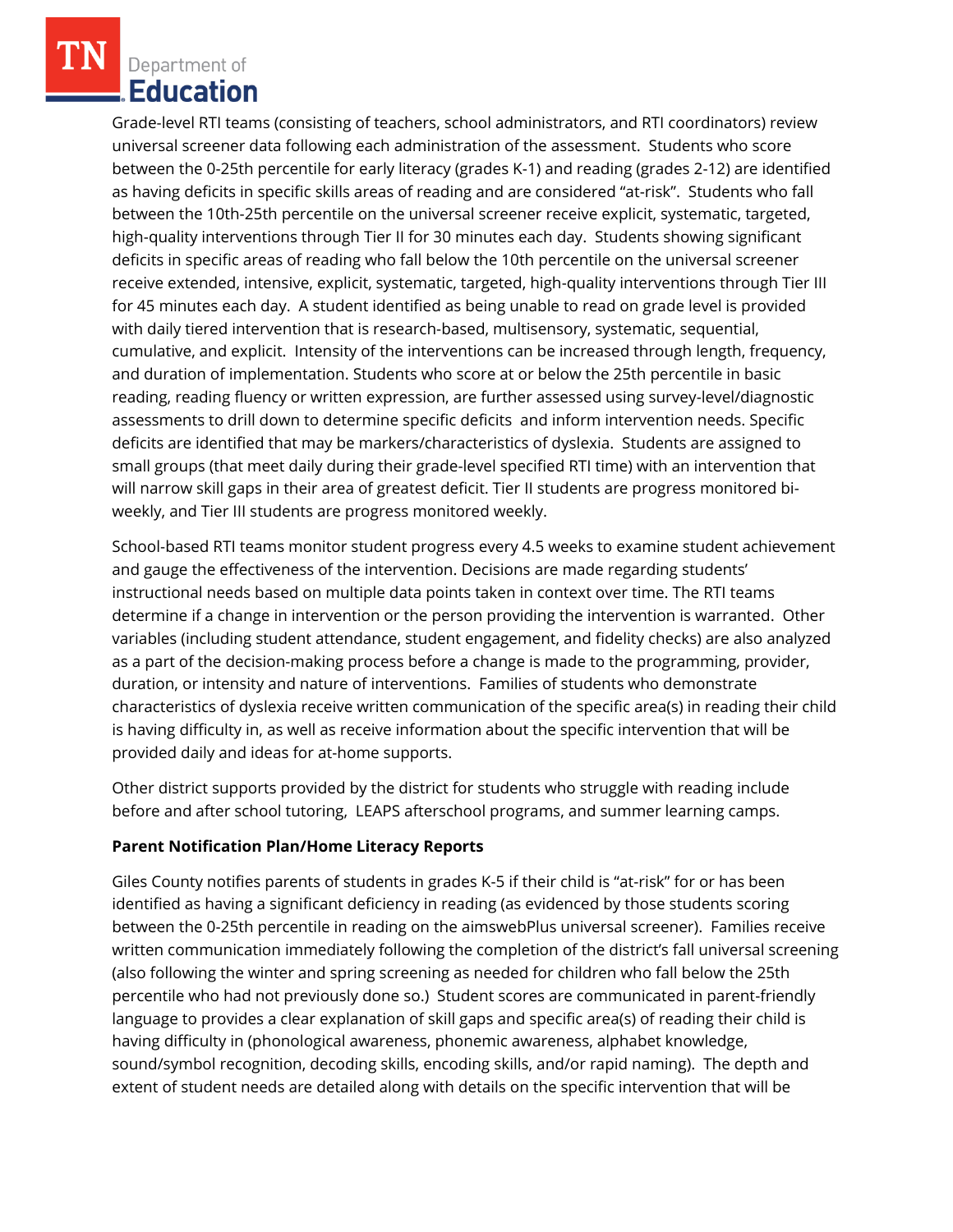Grade-level RTI teams (consisting of teachers, school administrators, and RTI coordinators) review universal screener data following each administration of the assessment. Students who score between the 0-25th percentile for early literacy (grades K-1) and reading (grades 2-12) are identified as having deficits in specific skills areas of reading and are considered "at-risk". Students who fall between the 10th-25th percentile on the universal screener receive explicit, systematic, targeted, high-quality interventions through Tier II for 30 minutes each day. Students showing significant deficits in specific areas of reading who fall below the 10th percentile on the universal screener receive extended, intensive, explicit, systematic, targeted, high-quality interventions through Tier III for 45 minutes each day. A student identified as being unable to read on grade level is provided with daily tiered intervention that is research-based, multisensory, systematic, sequential, cumulative, and explicit. Intensity of the interventions can be increased through length, frequency, and duration of implementation. Students who score at or below the 25th percentile in basic reading, reading fluency or written expression, are further assessed using survey-level/diagnostic assessments to drill down to determine specific deficits and inform intervention needs. Specific deficits are identified that may be markers/characteristics of dyslexia. Students are assigned to small groups (that meet daily during their grade-level specified RTI time) with an intervention that will narrow skill gaps in their area of greatest deficit. Tier II students are progress monitored bi-weekly, and Tier III students are progress monitored weekly.

School-based RTI teams monitor student progress every 4.5 weeks to examine student achievement and gauge the effectiveness of the intervention. Decisions are made regarding students' instructional needs based on multiple data points taken in context over time. The RTI teams determine if a change in intervention or the person providing the intervention is warranted. Other variables (including student attendance, student engagement, and fidelity checks) are also analyzed as a part of the decision-making process before a change is made to the programming, provider, duration, or intensity and nature of interventions. Families of students who demonstrate characteristics of dyslexia receive written communication of the specific area(s) in reading their child is having difficulty in, as well as receive information about the specific intervention that will be provided daily and ideas for at-home supports.

Other district supports provided by the district for students who struggle with reading include before and after school tutoring, LEAPS afterschool programs, and summer learning camps.

**Parent Notification Plan/Home Literacy Reports**

Giles County notifies parents of students in grades K-5 if their child is "at-risk" for or has been identified as having a significant deficiency in reading (as evidenced by those students scoring between the 0-25th percentile in reading on the aimswebPlus universal screener). Families receive written communication immediately following the completion of the district's fall universal screening (also following the winter and spring screening as needed for children who fall below the 25th percentile who had not previously done so.) Student scores are communicated in parent-friendly language to provides a clear explanation of skill gaps and specific area(s) of reading their child is having difficulty in (phonological awareness, phonemic awareness, alphabet knowledge, sound/symbol recognition, decoding skills, encoding skills, and/or rapid naming). The depth and extent of student needs are detailed along with details on the specific intervention that will be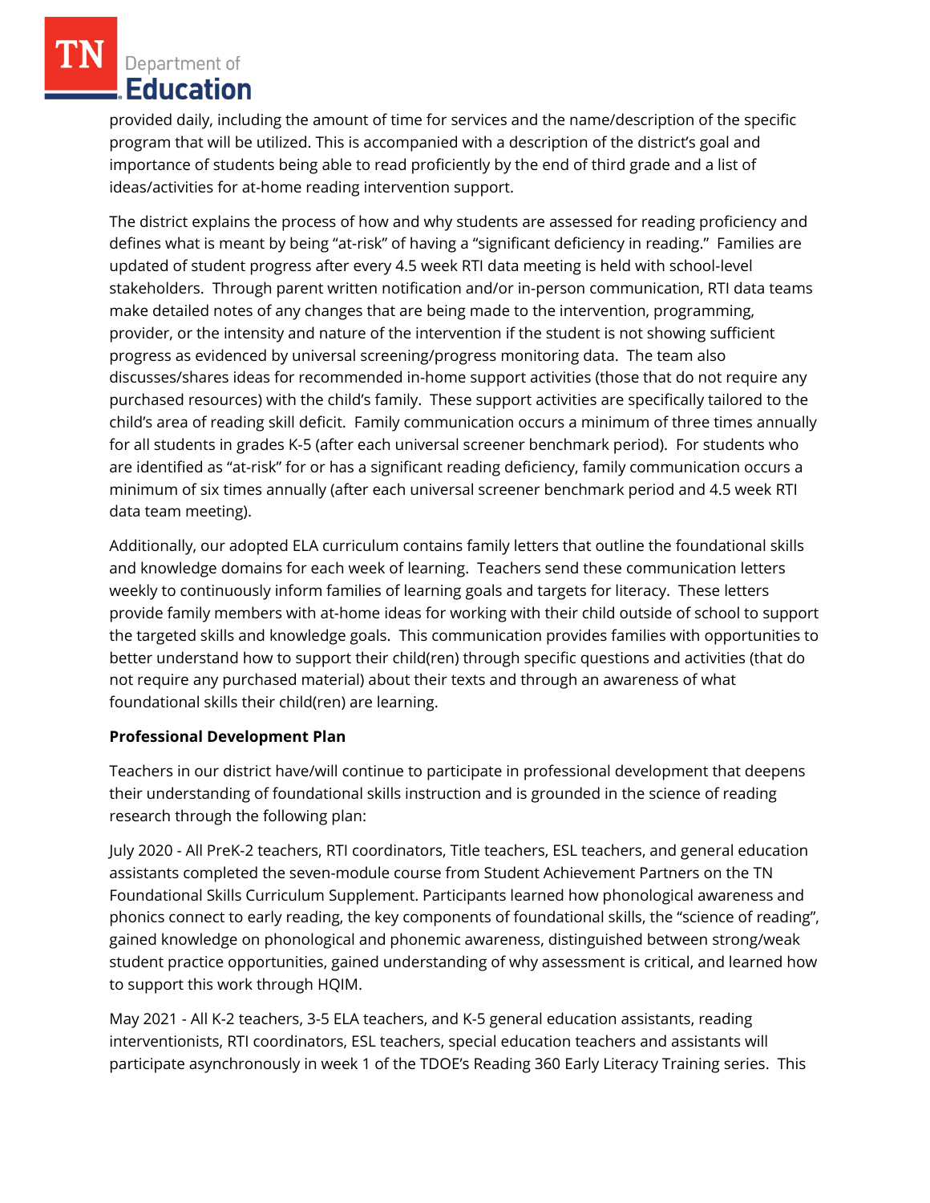provided daily, including the amount of time for services and the name/description of the specific program that will be utilized. This is accompanied with a description of the district's goal and importance of students being able to read proficiently by the end of third grade and a list of ideas/activities for at-home reading intervention support.

The district explains the process of how and why students are assessed for reading proficiency and defines what is meant by being "at-risk" of having a "significant deficiency in reading." Families are updated of student progress after every 4.5 week RTI data meeting is held with school-level stakeholders. Through parent written notification and/or in-person communication, RTI data teams make detailed notes of any changes that are being made to the intervention, programming, provider, or the intensity and nature of the intervention if the student is not showing sufficient progress as evidenced by universal screening/progress monitoring data. The team also discusses/shares ideas for recommended in-home support activities (those that do not require any purchased resources) with the child's family. These support activities are specifically tailored to the child's area of reading skill deficit. Family communication occurs a minimum of three times annually for all students in grades K-5 (after each universal screener benchmark period). For students who are identified as "at-risk" for or has a significant reading deficiency, family communication occurs a minimum of six times annually (after each universal screener benchmark period and 4.5 week RTI data team meeting).

Additionally, our adopted ELA curriculum contains family letters that outline the foundational skills and knowledge domains for each week of learning. Teachers send these communication letters weekly to continuously inform families of learning goals and targets for literacy. These letters provide family members with at-home ideas for working with their child outside of school to support the targeted skills and knowledge goals. This communication provides families with opportunities to better understand how to support their child(ren) through specific questions and activities (that do not require any purchased material) about their texts and through an awareness of what foundational skills their child(ren) are learning.

**Professional Development Plan**

Teachers in our district have/will continue to participate in professional development that deepens their understanding of foundational skills instruction and is grounded in the science of reading research through the following plan:

July 2020 - All PreK-2 teachers, RTI coordinators, Title teachers, ESL teachers, and general education assistants completed the seven-module course from Student Achievement Partners on the TN Foundational Skills Curriculum Supplement. Participants learned how phonological awareness and phonics connect to early reading, the key components of foundational skills, the "science of reading", gained knowledge on phonological and phonemic awareness, distinguished between strong/weak student practice opportunities, gained understanding of why assessment is critical, and learned how to support this work through HQIM.

May 2021 - All K-2 teachers, 3-5 ELA teachers, and K-5 general education assistants, reading interventionists, RTI coordinators, ESL teachers, special education teachers and assistants will participate asynchronously in week 1 of the TDOE's Reading 360 Early Literacy Training series. This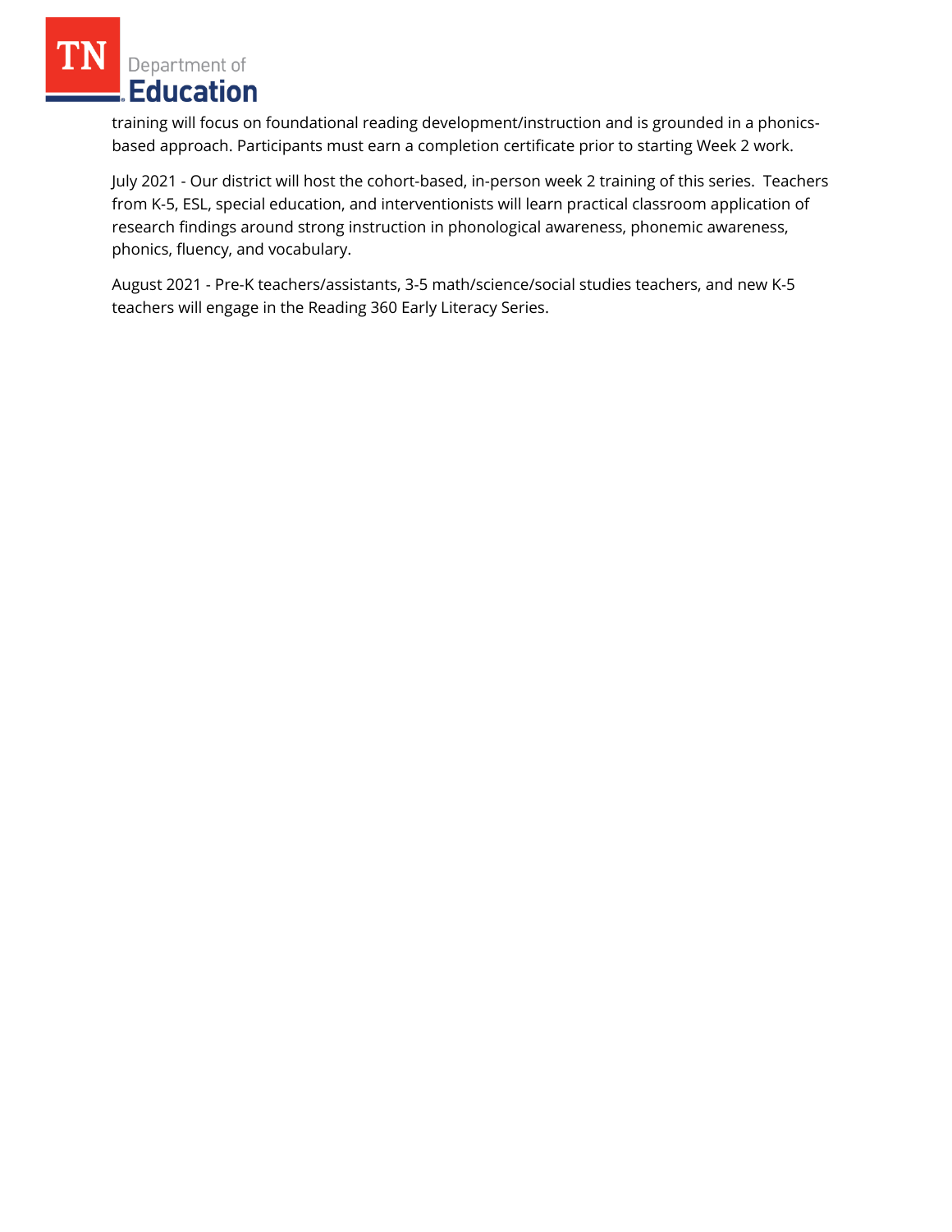training will focus on foundational reading development/instruction and is grounded in a phonics-based approach. Participants must earn a completion certificate prior to starting Week 2 work.

July 2021 - Our district will host the cohort-based, in-person week 2 training of this series.  Teachers from K-5, ESL, special education, and interventionists will learn practical classroom application of research findings around strong instruction in phonological awareness, phonemic awareness, phonics, fluency, and vocabulary.

August 2021 - Pre-K teachers/assistants, 3-5 math/science/social studies teachers, and new K-5 teachers will engage in the Reading 360 Early Literacy Series.